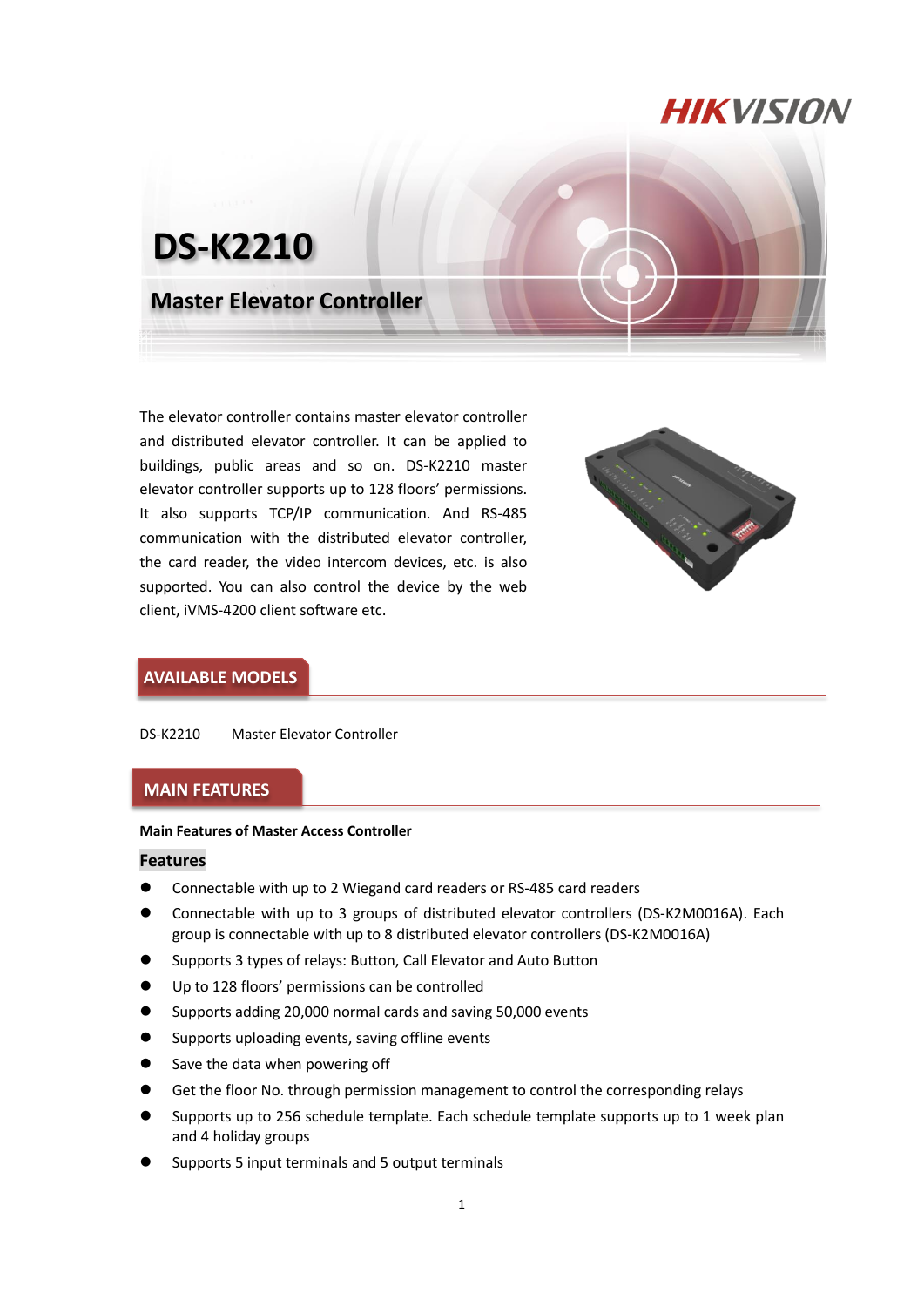# DS-K2210

## Master Elevator Controller

The elevator controller contains master elevator controller and distributed elevator controller. It can be applied to buildings, public areas and so on. DS-K2210 master elevator controller supports up to 128 floors' permissions. It also supports TCP/IP communication. And RS-485 communication with the distributed elevator controller, the card reader, the video intercom devices, etc. is also supported. You can also control the device by the web client, iVMS-4200 client software etc.

## AVAILABLE MODELS

DS-K2210 Master Elevator Controller

## MAIN FEATURES

**Main Features of Master Access Controller**

### Features

- Connectable with up to 2 Wiegand card readers or RS-485 card readers
- Connectable with up to 3 groups of distributed elevator controllers (DS-K2M0016A). Each group is connectable with up to 8 distributed elevator controllers (DS-K2M0016A)
- Supports 3 types of relays: Button, Call Elevator and Auto Button
- Up to 128 floors' permissions can be controlled
- Supports adding 20,000 normal cards and saving 50,000 events
- Supports uploading events, saving offline events
- Save the data when powering off
- Get the floor No. through permission management to control the corresponding relays
- Supports up to 256 schedule template. Each schedule template supports up to 1 week plan and 4 holiday groups
- Supports 5 input terminals and 5 output terminals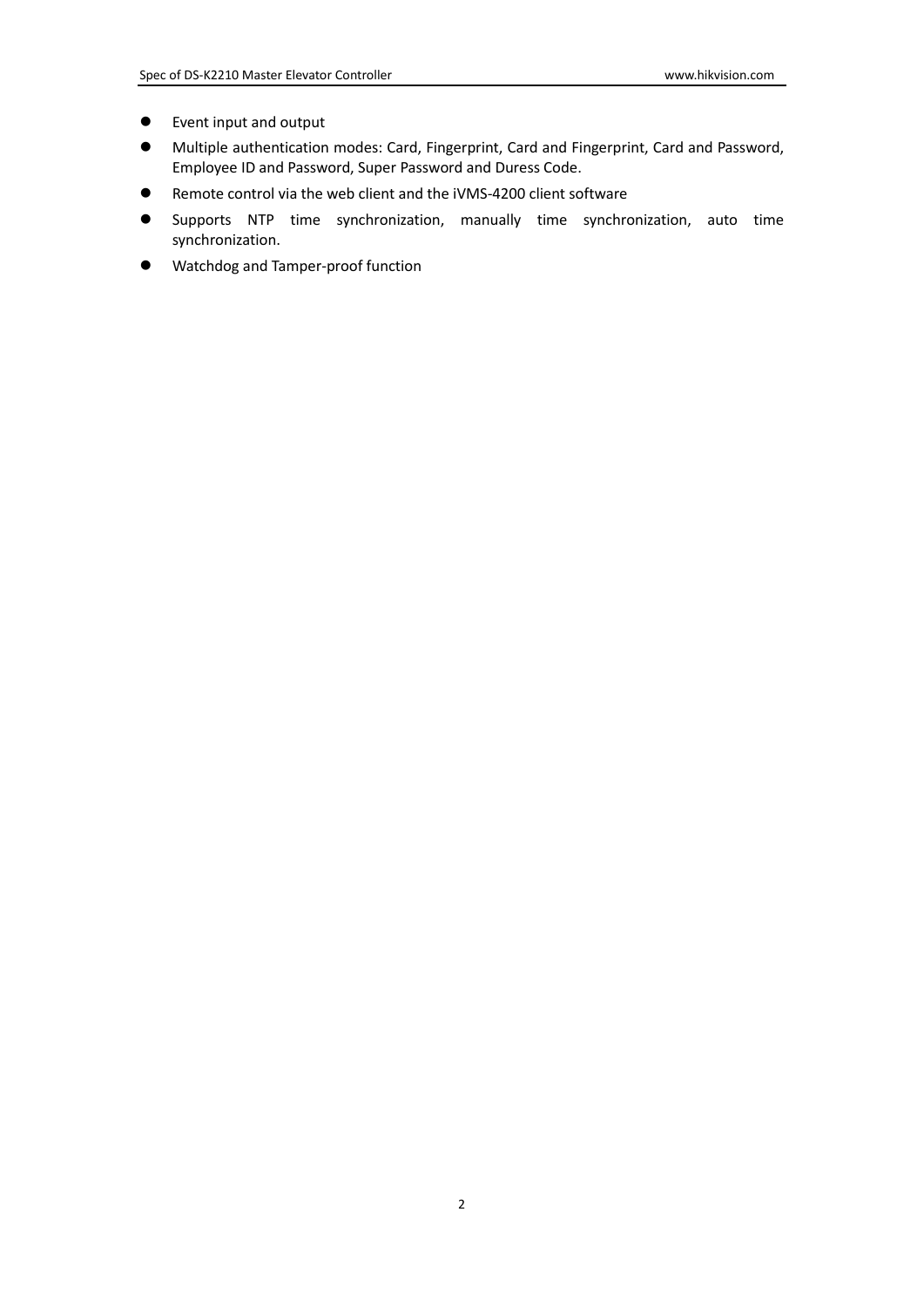- Event input and output
- Multiple authentication modes: Card, Fingerprint, Card and Fingerprint, Card and Password, Employee ID and Password, Super Password and Duress Code.
- Remote control via the web client and the iVMS-4200 client software
- Supports NTP time synchronization, manually time synchronization, auto time synchronization.
- Watchdog and Tamper-proof function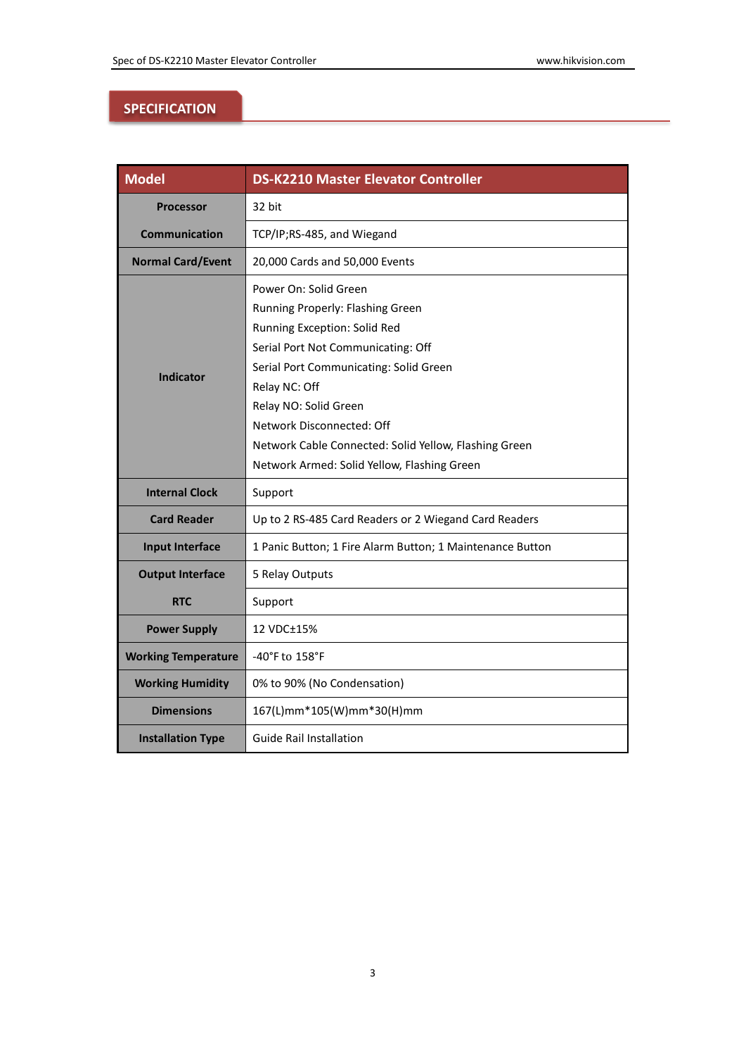## SPECIFICATION

| Model | DS-K2210 Master Elevator Controller |
|---|---|
| Processor | 32 bit |
| Communication | TCP/IP;RS-485, and Wiegand |
| Normal Card/Event | 20,000 Cards and 50,000 Events |
| Indicator | Power On: Solid Green<br>Running Properly: Flashing Green<br>Running Exception: Solid Red<br>Serial Port Not Communicating: Off<br>Serial Port Communicating: Solid Green<br>Relay NC: Off<br>Relay NO: Solid Green<br>Network Disconnected: Off<br>Network Cable Connected: Solid Yellow, Flashing Green<br>Network Armed: Solid Yellow, Flashing Green |
| Internal Clock | Support |
| Card Reader | Up to 2 RS-485 Card Readers or 2 Wiegand Card Readers |
| Input Interface | 1 Panic Button; 1 Fire Alarm Button; 1 Maintenance Button |
| Output Interface | 5 Relay Outputs |
| RTC | Support |
| Power Supply | 12 VDC±15% |
| Working Temperature | -40°F to 158°F |
| Working Humidity | 0% to 90% (No Condensation) |
| Dimensions | 167(L)mm*105(W)mm*30(H)mm |
| Installation Type | Guide Rail Installation |